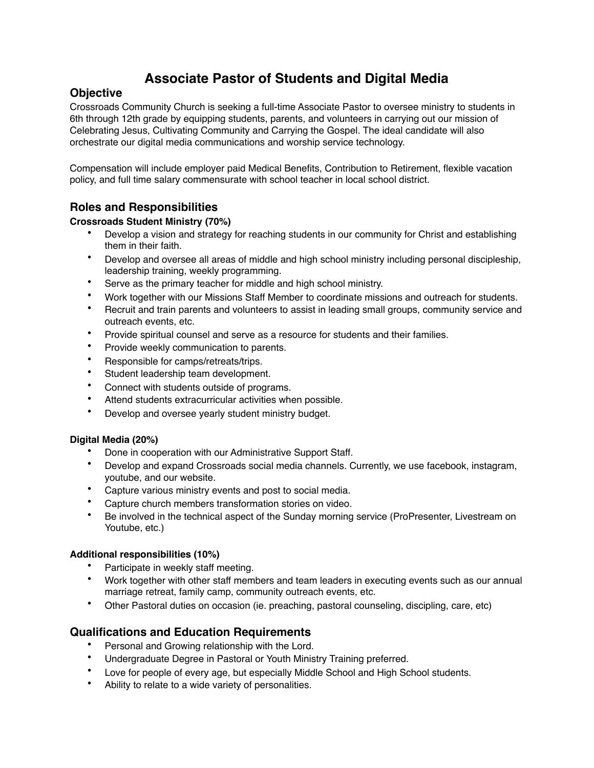# Associate Pastor of Students and Digital Media

## Objective

Crossroads Community Church is seeking a full-time Associate Pastor to oversee ministry to students in 6th through 12th grade by equipping students, parents, and volunteers in carrying out our mission of Celebrating Jesus, Cultivating Community and Carrying the Gospel. The ideal candidate will also orchestrate our digital media communications and worship service technology.

Compensation will include employer paid Medical Benefits, Contribution to Retirement, flexible vacation policy, and full time salary commensurate with school teacher in local school district.

## Roles and Responsibilities

**Crossroads Student Ministry (70%)**

- Develop a vision and strategy for reaching students in our community for Christ and establishing them in their faith.
- Develop and oversee all areas of middle and high school ministry including personal discipleship, leadership training, weekly programming.
- Serve as the primary teacher for middle and high school ministry.
- Work together with our Missions Staff Member to coordinate missions and outreach for students.
- Recruit and train parents and volunteers to assist in leading small groups, community service and outreach events, etc.
- Provide spiritual counsel and serve as a resource for students and their families.
- Provide weekly communication to parents.
- Responsible for camps/retreats/trips.
- Student leadership team development.
- Connect with students outside of programs.
- Attend students extracurricular activities when possible.
- Develop and oversee yearly student ministry budget.

**Digital Media (20%)**

- Done in cooperation with our Administrative Support Staff.
- Develop and expand Crossroads social media channels. Currently, we use facebook, instagram, youtube, and our website.
- Capture various ministry events and post to social media.
- Capture church members transformation stories on video.
- Be involved in the technical aspect of the Sunday morning service (ProPresenter, Livestream on Youtube, etc.)

**Additional responsibilities (10%)**

- Participate in weekly staff meeting.
- Work together with other staff members and team leaders in executing events such as our annual marriage retreat, family camp, community outreach events, etc.
- Other Pastoral duties on occasion (ie. preaching, pastoral counseling, discipling, care, etc)

## Qualifications and Education Requirements

- Personal and Growing relationship with the Lord.
- Undergraduate Degree in Pastoral or Youth Ministry Training preferred.
- Love for people of every age, but especially Middle School and High School students.
- Ability to relate to a wide variety of personalities.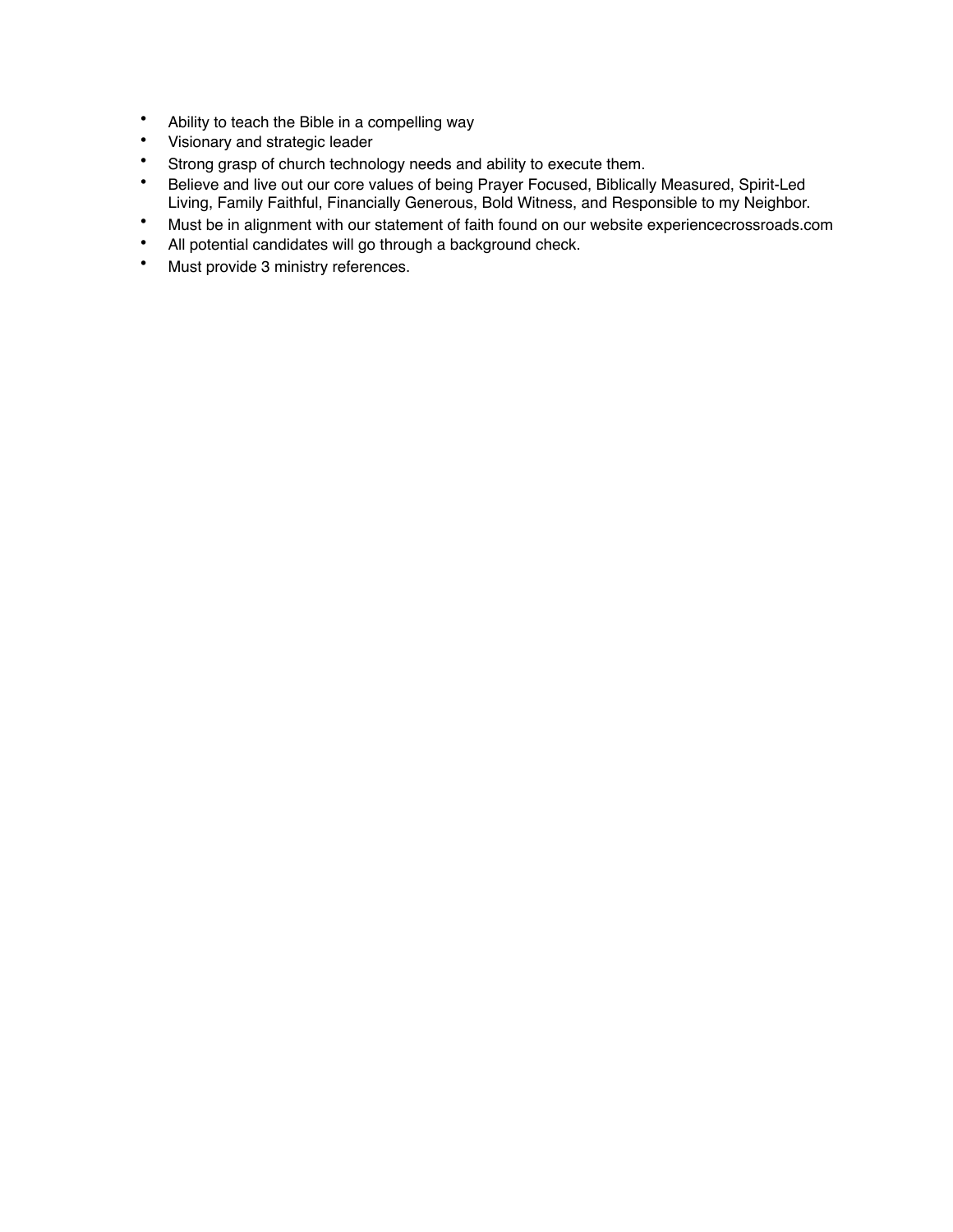- Ability to teach the Bible in a compelling way
- Visionary and strategic leader
- Strong grasp of church technology needs and ability to execute them.
- Believe and live out our core values of being Prayer Focused, Biblically Measured, Spirit-Led Living, Family Faithful, Financially Generous, Bold Witness, and Responsible to my Neighbor.
- Must be in alignment with our statement of faith found on our website experiencecrossroads.com
- All potential candidates will go through a background check.
- Must provide 3 ministry references.